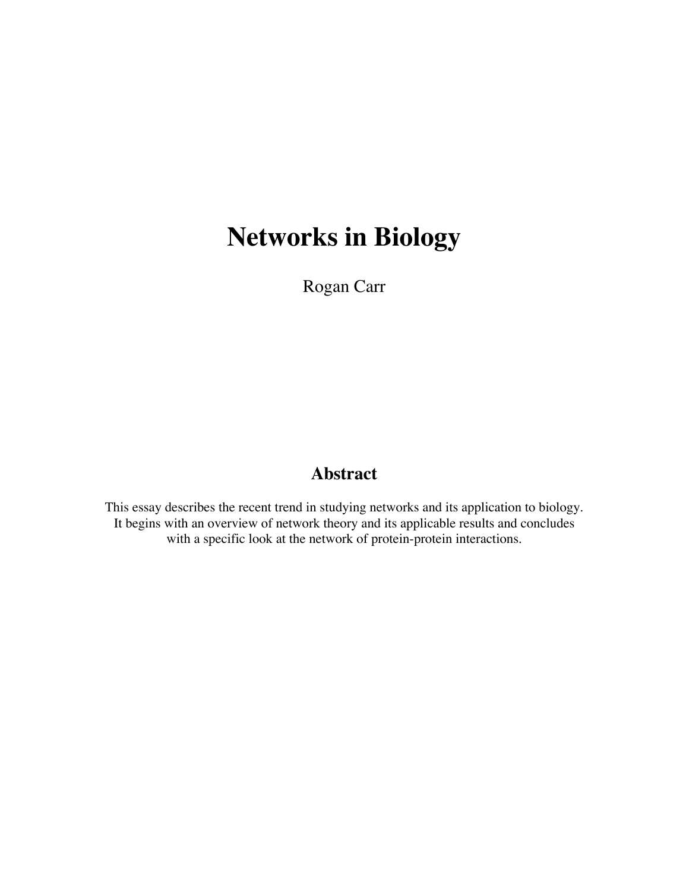# Networks in Biology

Rogan Carr

## Abstract

This essay describes the recent trend in studying networks and its application to biology. It begins with an overview of network theory and its applicable results and concludes with a specific look at the network of protein-protein interactions.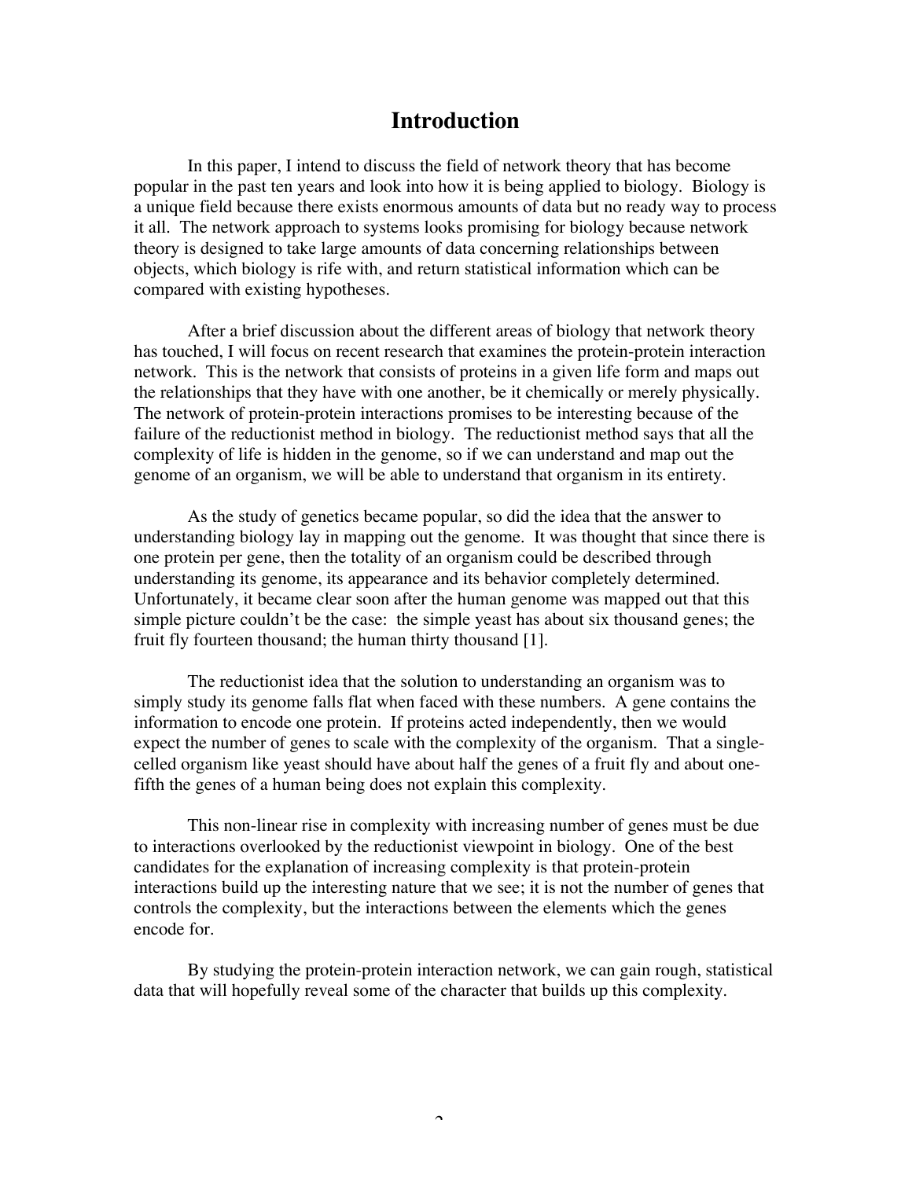# Introduction

In this paper, I intend to discuss the field of network theory that has become popular in the past ten years and look into how it is being applied to biology. Biology is a unique field because there exists enormous amounts of data but no ready way to process it all. The network approach to systems looks promising for biology because network theory is designed to take large amounts of data concerning relationships between objects, which biology is rife with, and return statistical information which can be compared with existing hypotheses.

After a brief discussion about the different areas of biology that network theory has touched, I will focus on recent research that examines the protein-protein interaction network. This is the network that consists of proteins in a given life form and maps out the relationships that they have with one another, be it chemically or merely physically. The network of protein-protein interactions promises to be interesting because of the failure of the reductionist method in biology. The reductionist method says that all the complexity of life is hidden in the genome, so if we can understand and map out the genome of an organism, we will be able to understand that organism in its entirety.

As the study of genetics became popular, so did the idea that the answer to understanding biology lay in mapping out the genome. It was thought that since there is one protein per gene, then the totality of an organism could be described through understanding its genome, its appearance and its behavior completely determined. Unfortunately, it became clear soon after the human genome was mapped out that this simple picture couldn't be the case: the simple yeast has about six thousand genes; the fruit fly fourteen thousand; the human thirty thousand [1].

The reductionist idea that the solution to understanding an organism was to simply study its genome falls flat when faced with these numbers. A gene contains the information to encode one protein. If proteins acted independently, then we would expect the number of genes to scale with the complexity of the organism. That a single-celled organism like yeast should have about half the genes of a fruit fly and about one-fifth the genes of a human being does not explain this complexity.

This non-linear rise in complexity with increasing number of genes must be due to interactions overlooked by the reductionist viewpoint in biology. One of the best candidates for the explanation of increasing complexity is that protein-protein interactions build up the interesting nature that we see; it is not the number of genes that controls the complexity, but the interactions between the elements which the genes encode for.

By studying the protein-protein interaction network, we can gain rough, statistical data that will hopefully reveal some of the character that builds up this complexity.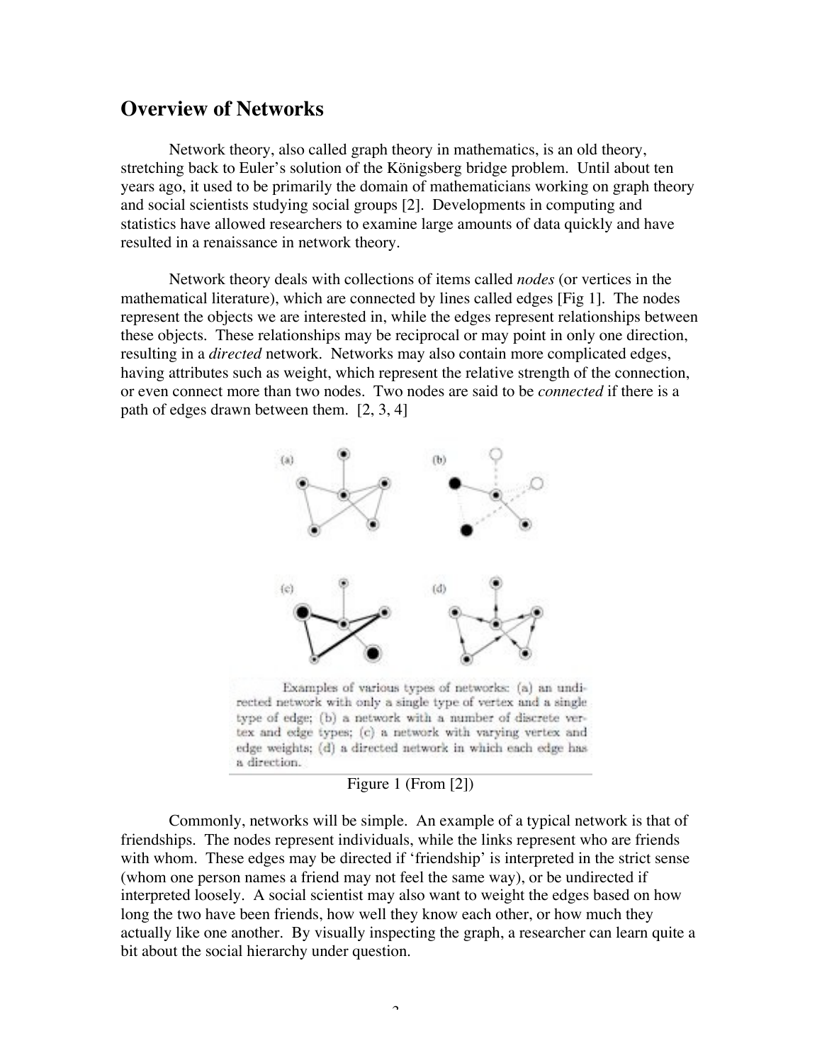## Overview of Networks

Network theory, also called graph theory in mathematics, is an old theory, stretching back to Euler's solution of the Königsberg bridge problem. Until about ten years ago, it used to be primarily the domain of mathematicians working on graph theory and social scientists studying social groups [2]. Developments in computing and statistics have allowed researchers to examine large amounts of data quickly and have resulted in a renaissance in network theory.

Network theory deals with collections of items called *nodes* (or vertices in the mathematical literature), which are connected by lines called edges [Fig 1]. The nodes represent the objects we are interested in, while the edges represent relationships between these objects. These relationships may be reciprocal or may point in only one direction, resulting in a *directed* network. Networks may also contain more complicated edges, having attributes such as weight, which represent the relative strength of the connection, or even connect more than two nodes. Two nodes are said to be *connected* if there is a path of edges drawn between them. [2, 3, 4]

Examples of various types of networks: (a) an undirected network with only a single type of vertex and a single type of edge; (b) a network with a number of discrete vertex and edge types; (c) a network with varying vertex and edge weights; (d) a directed network in which each edge has a direction.

Figure 1 (From [2])

Commonly, networks will be simple. An example of a typical network is that of friendships. The nodes represent individuals, while the links represent who are friends with whom. These edges may be directed if 'friendship' is interpreted in the strict sense (whom one person names a friend may not feel the same way), or be undirected if interpreted loosely. A social scientist may also want to weight the edges based on how long the two have been friends, how well they know each other, or how much they actually like one another. By visually inspecting the graph, a researcher can learn quite a bit about the social hierarchy under question.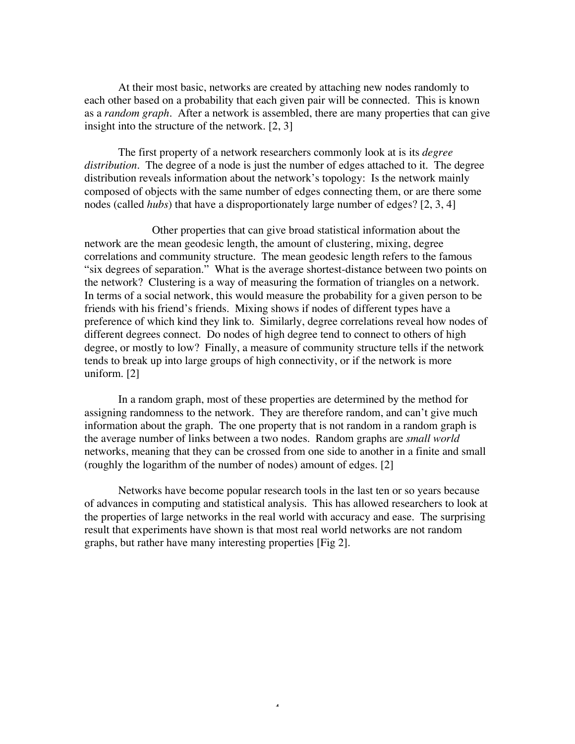At their most basic, networks are created by attaching new nodes randomly to each other based on a probability that each given pair will be connected. This is known as a *random graph*. After a network is assembled, there are many properties that can give insight into the structure of the network. [2, 3]

The first property of a network researchers commonly look at is its *degree distribution*. The degree of a node is just the number of edges attached to it. The degree distribution reveals information about the network's topology: Is the network mainly composed of objects with the same number of edges connecting them, or are there some nodes (called *hubs*) that have a disproportionately large number of edges? [2, 3, 4]

Other properties that can give broad statistical information about the network are the mean geodesic length, the amount of clustering, mixing, degree correlations and community structure. The mean geodesic length refers to the famous "six degrees of separation." What is the average shortest-distance between two points on the network? Clustering is a way of measuring the formation of triangles on a network. In terms of a social network, this would measure the probability for a given person to be friends with his friend's friends. Mixing shows if nodes of different types have a preference of which kind they link to. Similarly, degree correlations reveal how nodes of different degrees connect. Do nodes of high degree tend to connect to others of high degree, or mostly to low? Finally, a measure of community structure tells if the network tends to break up into large groups of high connectivity, or if the network is more uniform. [2]

In a random graph, most of these properties are determined by the method for assigning randomness to the network. They are therefore random, and can't give much information about the graph. The one property that is not random in a random graph is the average number of links between a two nodes. Random graphs are *small world* networks, meaning that they can be crossed from one side to another in a finite and small (roughly the logarithm of the number of nodes) amount of edges. [2]

Networks have become popular research tools in the last ten or so years because of advances in computing and statistical analysis. This has allowed researchers to look at the properties of large networks in the real world with accuracy and ease. The surprising result that experiments have shown is that most real world networks are not random graphs, but rather have many interesting properties [Fig 2].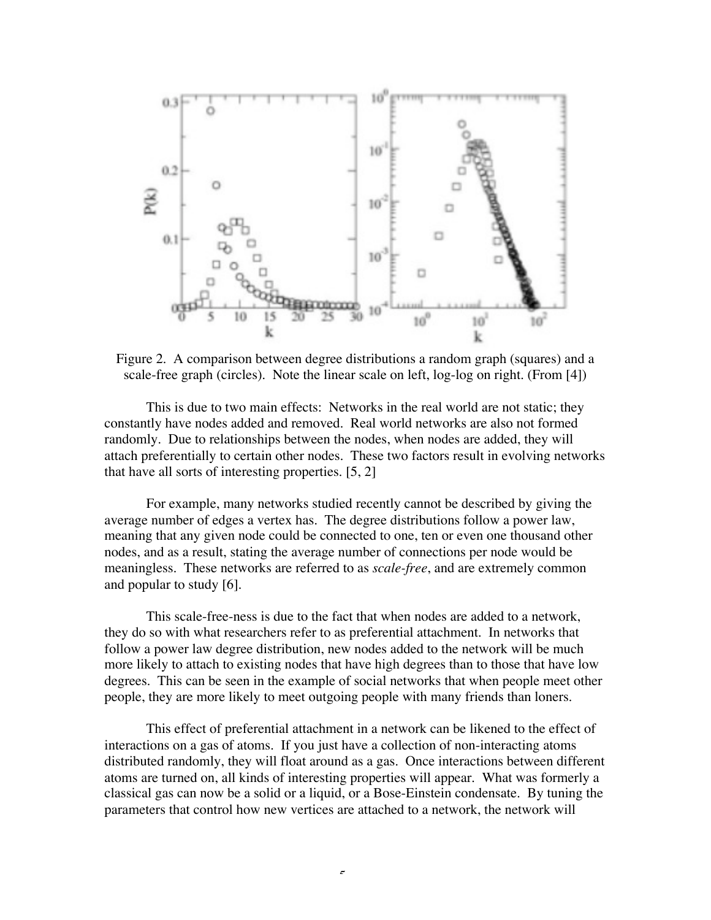Figure 2. A comparison between degree distributions a random graph (squares) and a scale-free graph (circles). Note the linear scale on left, log-log on right. (From [4])

This is due to two main effects: Networks in the real world are not static; they constantly have nodes added and removed. Real world networks are also not formed randomly. Due to relationships between the nodes, when nodes are added, they will attach preferentially to certain other nodes. These two factors result in evolving networks that have all sorts of interesting properties. [5, 2]

For example, many networks studied recently cannot be described by giving the average number of edges a vertex has. The degree distributions follow a power law, meaning that any given node could be connected to one, ten or even one thousand other nodes, and as a result, stating the average number of connections per node would be meaningless. These networks are referred to as *scale-free*, and are extremely common and popular to study [6].

This scale-free-ness is due to the fact that when nodes are added to a network, they do so with what researchers refer to as preferential attachment. In networks that follow a power law degree distribution, new nodes added to the network will be much more likely to attach to existing nodes that have high degrees than to those that have low degrees. This can be seen in the example of social networks that when people meet other people, they are more likely to meet outgoing people with many friends than loners.

This effect of preferential attachment in a network can be likened to the effect of interactions on a gas of atoms. If you just have a collection of non-interacting atoms distributed randomly, they will float around as a gas. Once interactions between different atoms are turned on, all kinds of interesting properties will appear. What was formerly a classical gas can now be a solid or a liquid, or a Bose-Einstein condensate. By tuning the parameters that control how new vertices are attached to a network, the network will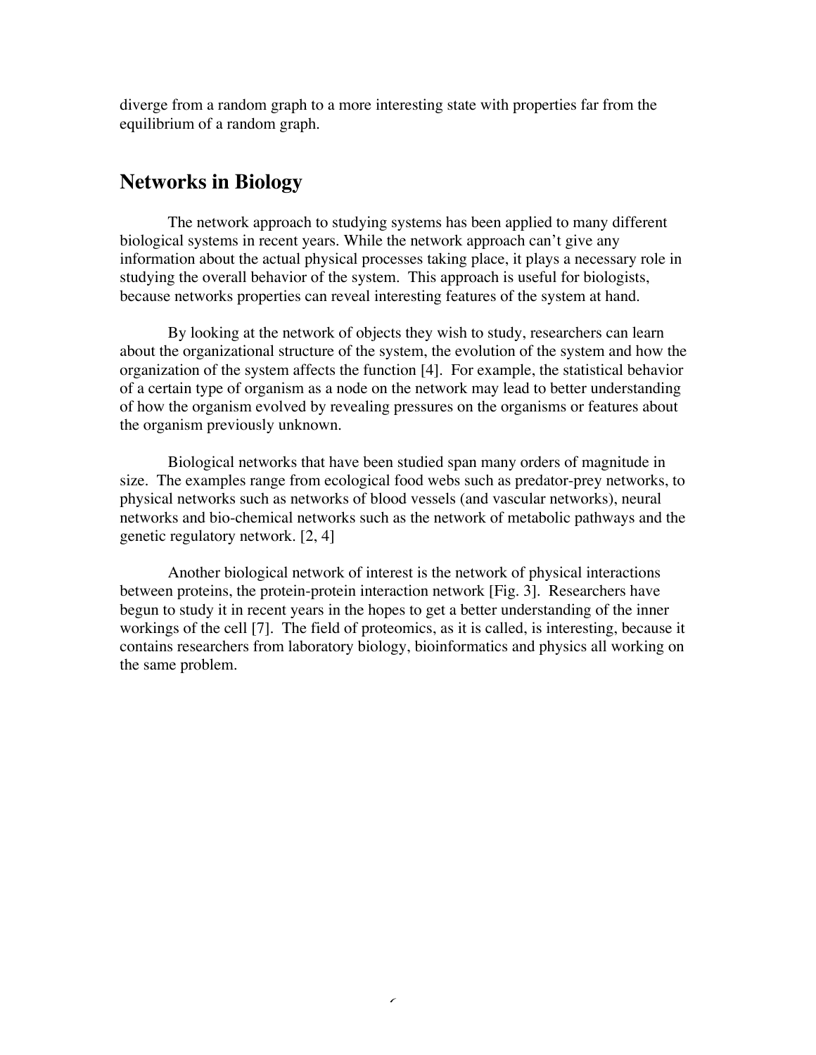diverge from a random graph to a more interesting state with properties far from the equilibrium of a random graph.

## Networks in Biology

The network approach to studying systems has been applied to many different biological systems in recent years. While the network approach can't give any information about the actual physical processes taking place, it plays a necessary role in studying the overall behavior of the system. This approach is useful for biologists, because networks properties can reveal interesting features of the system at hand.

By looking at the network of objects they wish to study, researchers can learn about the organizational structure of the system, the evolution of the system and how the organization of the system affects the function [4]. For example, the statistical behavior of a certain type of organism as a node on the network may lead to better understanding of how the organism evolved by revealing pressures on the organisms or features about the organism previously unknown.

Biological networks that have been studied span many orders of magnitude in size. The examples range from ecological food webs such as predator-prey networks, to physical networks such as networks of blood vessels (and vascular networks), neural networks and bio-chemical networks such as the network of metabolic pathways and the genetic regulatory network. [2, 4]

Another biological network of interest is the network of physical interactions between proteins, the protein-protein interaction network [Fig. 3]. Researchers have begun to study it in recent years in the hopes to get a better understanding of the inner workings of the cell [7]. The field of proteomics, as it is called, is interesting, because it contains researchers from laboratory biology, bioinformatics and physics all working on the same problem.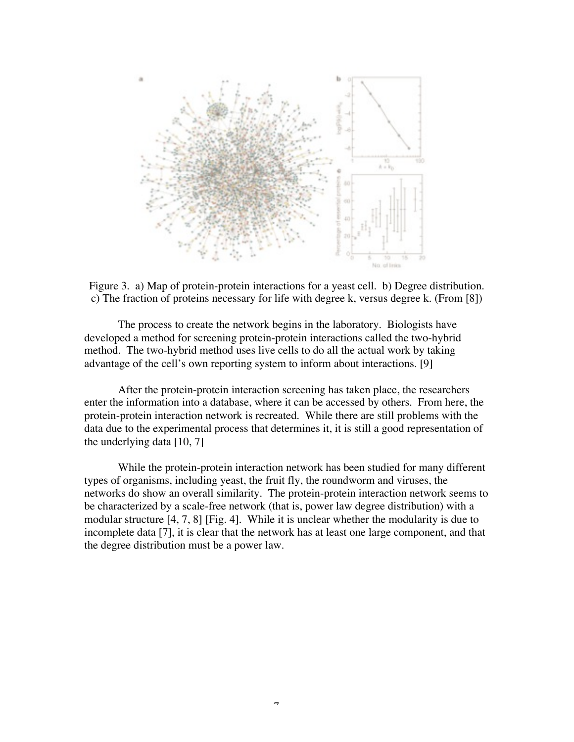Figure 3. a) Map of protein-protein interactions for a yeast cell. b) Degree distribution. c) The fraction of proteins necessary for life with degree k, versus degree k. (From [8])

The process to create the network begins in the laboratory. Biologists have developed a method for screening protein-protein interactions called the two-hybrid method. The two-hybrid method uses live cells to do all the actual work by taking advantage of the cell's own reporting system to inform about interactions. [9]

After the protein-protein interaction screening has taken place, the researchers enter the information into a database, where it can be accessed by others. From here, the protein-protein interaction network is recreated. While there are still problems with the data due to the experimental process that determines it, it is still a good representation of the underlying data [10, 7]

While the protein-protein interaction network has been studied for many different types of organisms, including yeast, the fruit fly, the roundworm and viruses, the networks do show an overall similarity. The protein-protein interaction network seems to be characterized by a scale-free network (that is, power law degree distribution) with a modular structure [4, 7, 8] [Fig. 4]. While it is unclear whether the modularity is due to incomplete data [7], it is clear that the network has at least one large component, and that the degree distribution must be a power law.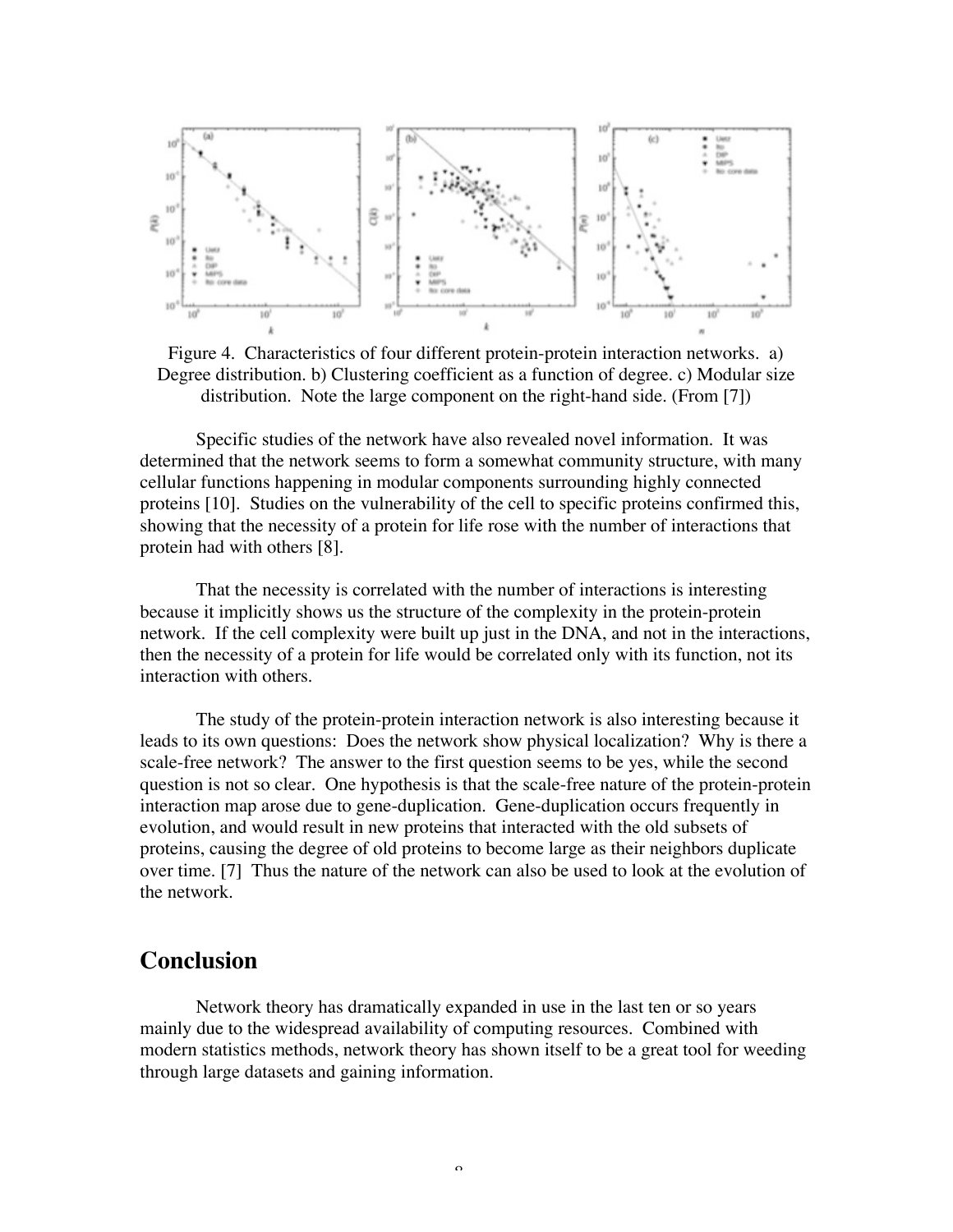Figure 4. Characteristics of four different protein-protein interaction networks. a) Degree distribution. b) Clustering coefficient as a function of degree. c) Modular size distribution. Note the large component on the right-hand side. (From [7])

Specific studies of the network have also revealed novel information. It was determined that the network seems to form a somewhat community structure, with many cellular functions happening in modular components surrounding highly connected proteins [10]. Studies on the vulnerability of the cell to specific proteins confirmed this, showing that the necessity of a protein for life rose with the number of interactions that protein had with others [8].

That the necessity is correlated with the number of interactions is interesting because it implicitly shows us the structure of the complexity in the protein-protein network. If the cell complexity were built up just in the DNA, and not in the interactions, then the necessity of a protein for life would be correlated only with its function, not its interaction with others.

The study of the protein-protein interaction network is also interesting because it leads to its own questions: Does the network show physical localization? Why is there a scale-free network? The answer to the first question seems to be yes, while the second question is not so clear. One hypothesis is that the scale-free nature of the protein-protein interaction map arose due to gene-duplication. Gene-duplication occurs frequently in evolution, and would result in new proteins that interacted with the old subsets of proteins, causing the degree of old proteins to become large as their neighbors duplicate over time. [7] Thus the nature of the network can also be used to look at the evolution of the network.

## Conclusion

Network theory has dramatically expanded in use in the last ten or so years mainly due to the widespread availability of computing resources. Combined with modern statistics methods, network theory has shown itself to be a great tool for weeding through large datasets and gaining information.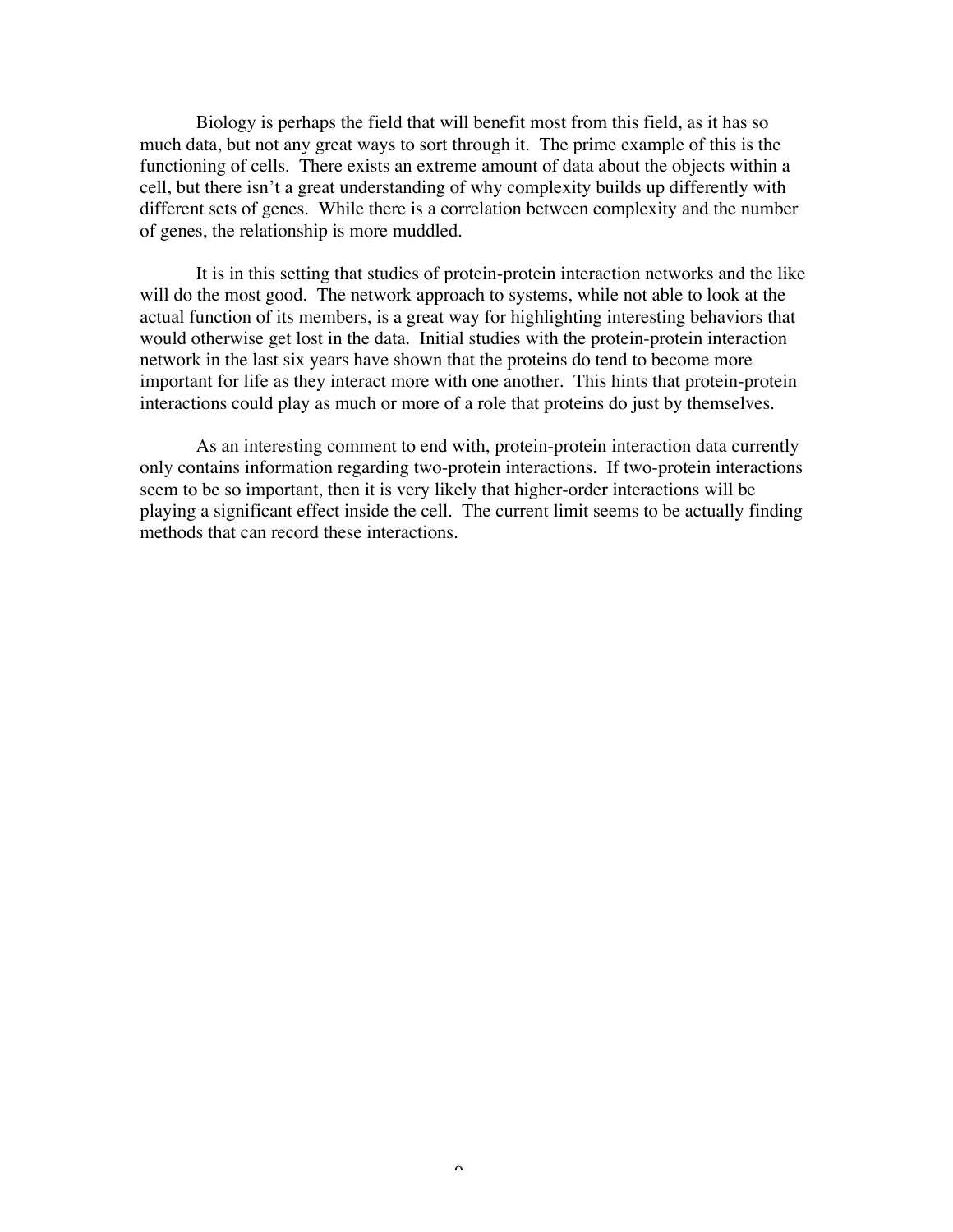Biology is perhaps the field that will benefit most from this field, as it has so much data, but not any great ways to sort through it. The prime example of this is the functioning of cells. There exists an extreme amount of data about the objects within a cell, but there isn't a great understanding of why complexity builds up differently with different sets of genes. While there is a correlation between complexity and the number of genes, the relationship is more muddled.

It is in this setting that studies of protein-protein interaction networks and the like will do the most good. The network approach to systems, while not able to look at the actual function of its members, is a great way for highlighting interesting behaviors that would otherwise get lost in the data. Initial studies with the protein-protein interaction network in the last six years have shown that the proteins do tend to become more important for life as they interact more with one another. This hints that protein-protein interactions could play as much or more of a role that proteins do just by themselves.

As an interesting comment to end with, protein-protein interaction data currently only contains information regarding two-protein interactions. If two-protein interactions seem to be so important, then it is very likely that higher-order interactions will be playing a significant effect inside the cell. The current limit seems to be actually finding methods that can record these interactions.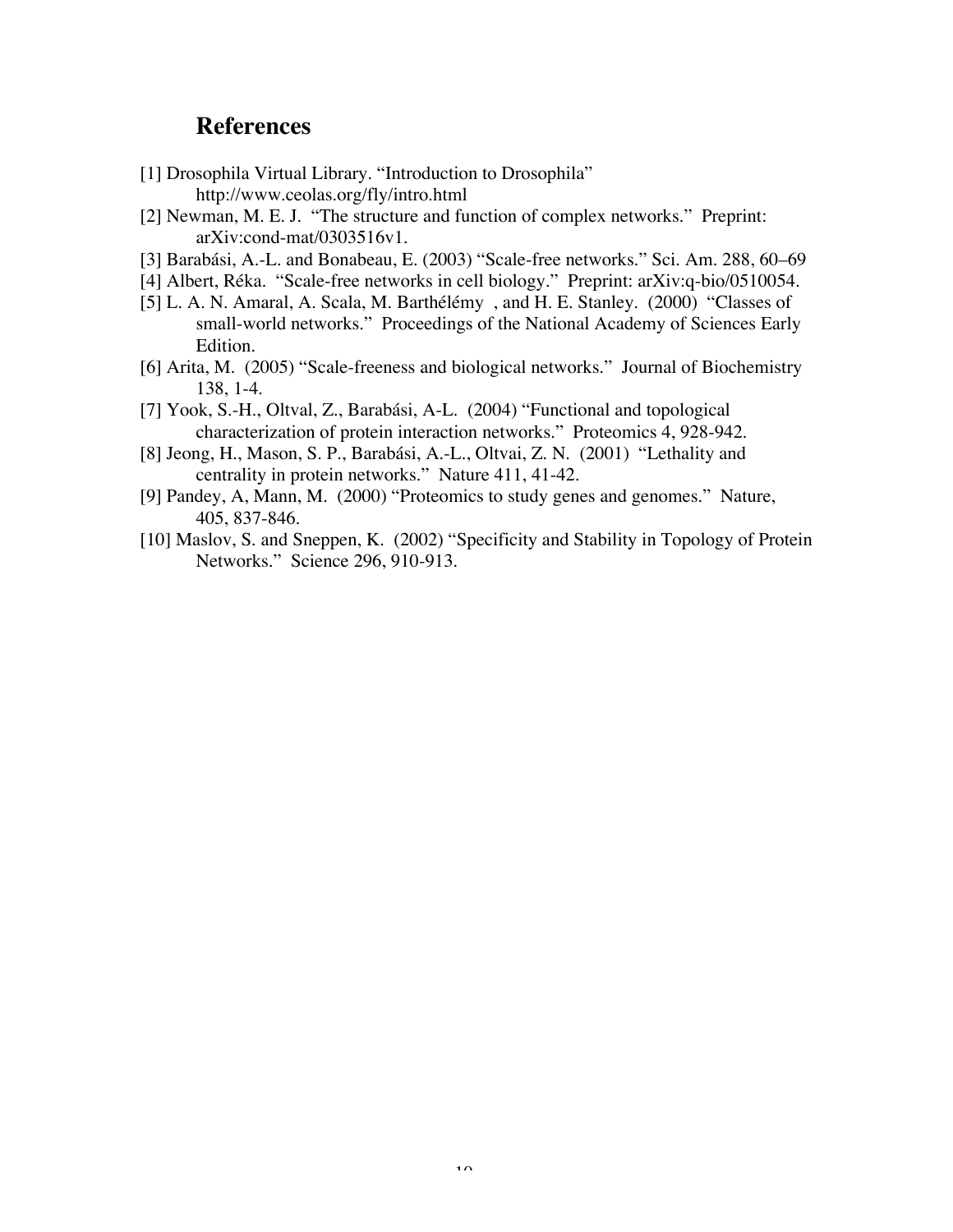## References

[1] Drosophila Virtual Library. "Introduction to Drosophila" http://www.ceolas.org/fly/intro.html

[2] Newman, M. E. J. "The structure and function of complex networks." Preprint: arXiv:cond-mat/0303516v1.

[3] Barabási, A.-L. and Bonabeau, E. (2003) "Scale-free networks." Sci. Am. 288, 60–69

[4] Albert, Réka. "Scale-free networks in cell biology." Preprint: arXiv:q-bio/0510054.

[5] L. A. N. Amaral, A. Scala, M. Barthélémy , and H. E. Stanley. (2000) "Classes of small-world networks." Proceedings of the National Academy of Sciences Early Edition.

[6] Arita, M. (2005) "Scale-freeness and biological networks." Journal of Biochemistry 138, 1-4.

[7] Yook, S.-H., Oltval, Z., Barabási, A-L. (2004) "Functional and topological characterization of protein interaction networks." Proteomics 4, 928-942.

[8] Jeong, H., Mason, S. P., Barabási, A.-L., Oltvai, Z. N. (2001) "Lethality and centrality in protein networks." Nature 411, 41-42.

[9] Pandey, A, Mann, M. (2000) "Proteomics to study genes and genomes." Nature, 405, 837-846.

[10] Maslov, S. and Sneppen, K. (2002) "Specificity and Stability in Topology of Protein Networks." Science 296, 910-913.